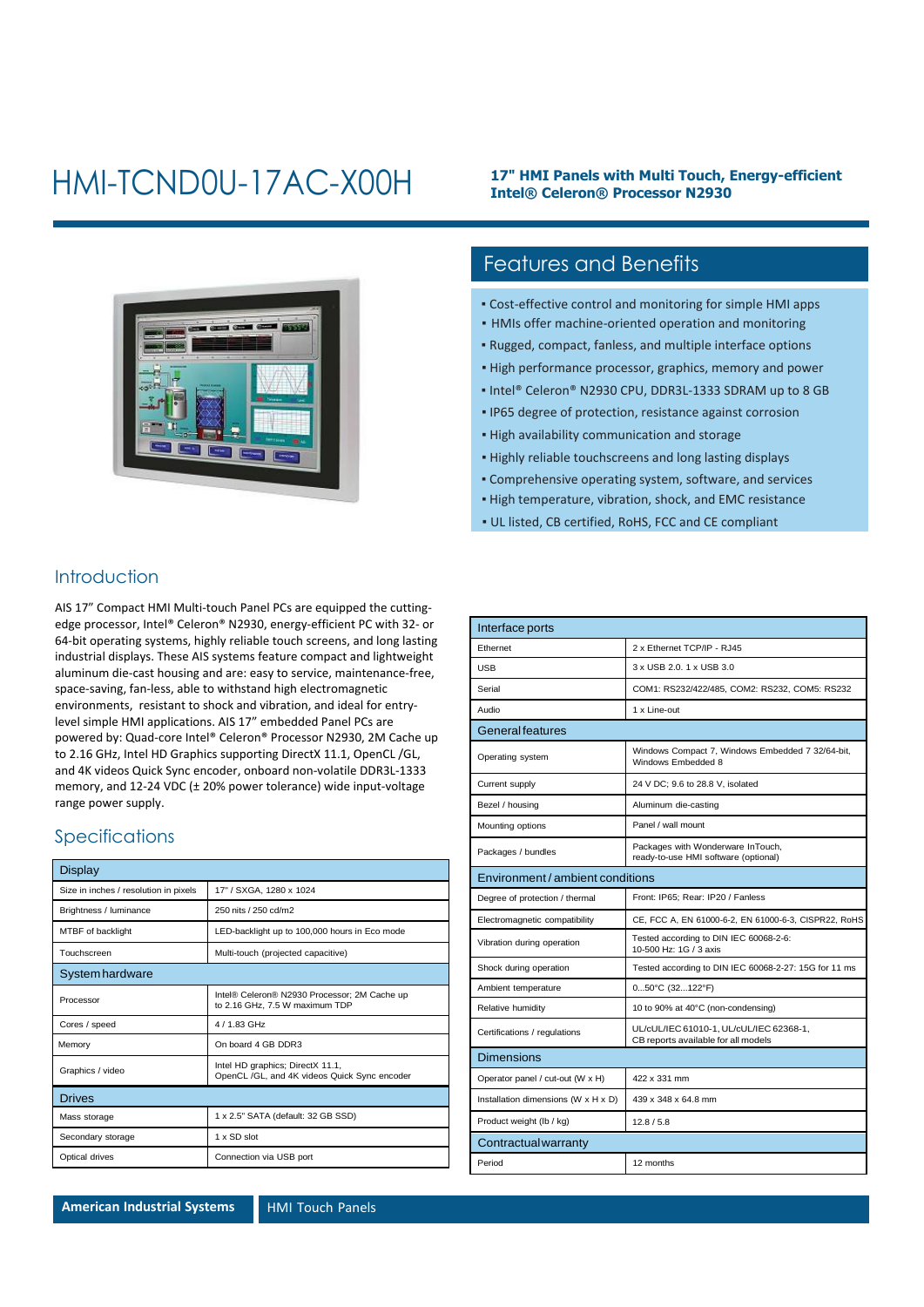# HMI-TCND0U-17AC-X00H

**17" HMI Panels with Multi Touch, Energy-efficient Intel® Celeron® Processor N2930**

## Features and Benefits

- Cost-effective control and monitoring for simple HMI apps
- HMIs offer machine-oriented operation and monitoring
- Rugged, compact, fanless, and multiple interface options
- High performance processor, graphics, memory and power
- Intel® Celeron® N2930 CPU, DDR3L-1333 SDRAM up to 8 GB
- IP65 degree of protection, resistance against corrosion
- High availability communication and storage
- Highly reliable touchscreens and long lasting displays
- Comprehensive operating system, software, and services
- High temperature, vibration, shock, and EMC resistance
- UL listed, CB certified, RoHS, FCC and CE compliant

## Introduction

AIS 17" Compact HMI Multi-touch Panel PCs are equipped the cutting-edge processor, Intel® Celeron® N2930, energy-efficient PC with 32- or 64-bit operating systems, highly reliable touch screens, and long lasting industrial displays. These AIS systems feature compact and lightweight aluminum die-cast housing and are: easy to service, maintenance-free, space-saving, fan-less, able to withstand high electromagnetic environments, resistant to shock and vibration, and ideal for entry-level simple HMI applications. AIS 17" embedded Panel PCs are powered by: Quad-core Intel® Celeron® Processor N2930, 2M Cache up to 2.16 GHz, Intel HD Graphics supporting DirectX 11.1, OpenCL /GL, and 4K videos Quick Sync encoder, onboard non-volatile DDR3L-1333 memory, and 12-24 VDC (± 20% power tolerance) wide input-voltage range power supply.

## Specifications

| Display | |
|---|---|
| Size in inches / resolution in pixels | 17" / SXGA, 1280 x 1024 |
| Brightness / luminance | 250 nits / 250 cd/m2 |
| MTBF of backlight | LED-backlight up to 100,000 hours in Eco mode |
| Touchscreen | Multi-touch (projected capacitive) |
| **System hardware** | |
| Processor | Intel® Celeron® N2930 Processor; 2M Cache up to 2.16 GHz, 7.5 W maximum TDP |
| Cores / speed | 4 / 1.83 GHz |
| Memory | On board 4 GB DDR3 |
| Graphics / video | Intel HD graphics; DirectX 11.1, OpenCL /GL, and 4K videos Quick Sync encoder |
| **Drives** | |
| Mass storage | 1 x 2.5" SATA (default: 32 GB SSD) |
| Secondary storage | 1 x SD slot |
| Optical drives | Connection via USB port |

| Interface ports | |
|---|---|
| Ethernet | 2 x Ethernet TCP/IP - RJ45 |
| USB | 3 x USB 2.0. 1 x USB 3.0 |
| Serial | COM1: RS232/422/485, COM2: RS232, COM5: RS232 |
| Audio | 1 x Line-out |
| **General features** | |
| Operating system | Windows Compact 7, Windows Embedded 7 32/64-bit, Windows Embedded 8 |
| Current supply | 24 V DC; 9.6 to 28.8 V, isolated |
| Bezel / housing | Aluminum die-casting |
| Mounting options | Panel / wall mount |
| Packages / bundles | Packages with Wonderware InTouch, ready-to-use HMI software (optional) |
| **Environment / ambient conditions** | |
| Degree of protection / thermal | Front: IP65; Rear: IP20 / Fanless |
| Electromagnetic compatibility | CE, FCC A, EN 61000-6-2, EN 61000-6-3, CISPR22, RoHS |
| Vibration during operation | Tested according to DIN IEC 60068-2-6: 10-500 Hz: 1G / 3 axis |
| Shock during operation | Tested according to DIN IEC 60068-2-27: 15G for 11 ms |
| Ambient temperature | 0...50°C (32...122°F) |
| Relative humidity | 10 to 90% at 40°C (non-condensing) |
| Certifications / regulations | UL/cUL/IEC 61010-1, UL/cUL/IEC 62368-1, CB reports available for all models |
| **Dimensions** | |
| Operator panel / cut-out (W x H) | 422 x 331 mm |
| Installation dimensions (W x H x D) | 439 x 348 x 64.8 mm |
| Product weight (lb / kg) | 12.8 / 5.8 |
| **Contractual warranty** | |
| Period | 12 months |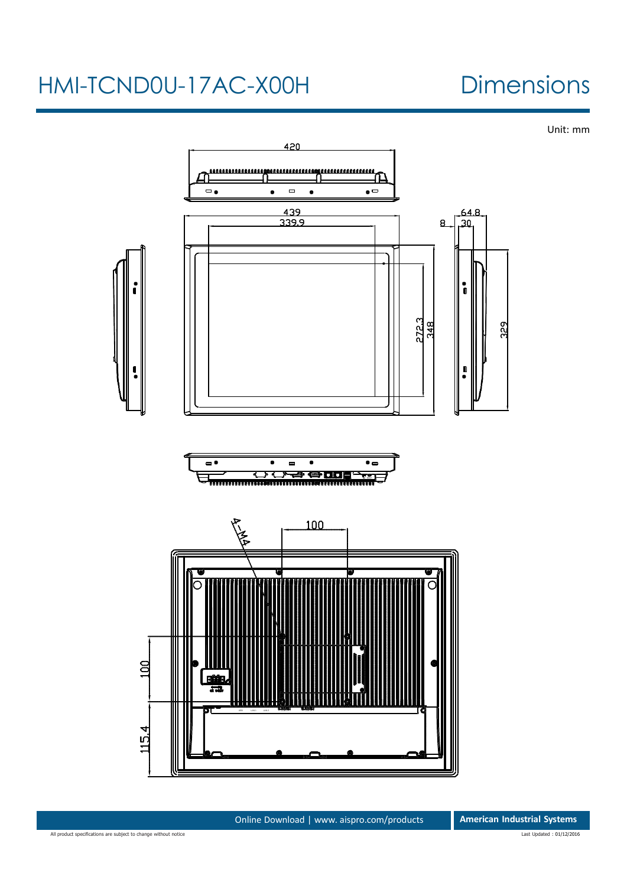# HMI-TCND0U-17AC-X00H

# Dimensions

Unit: mm

420

439

339.9

272.3

348

8

64.8

30

329

4-M4

100

100

115.4

Online Download | www. aispro.com/products

**American Industrial Systems**

All product specifications are subject to change without notice

Last Updated : 01/12/2016